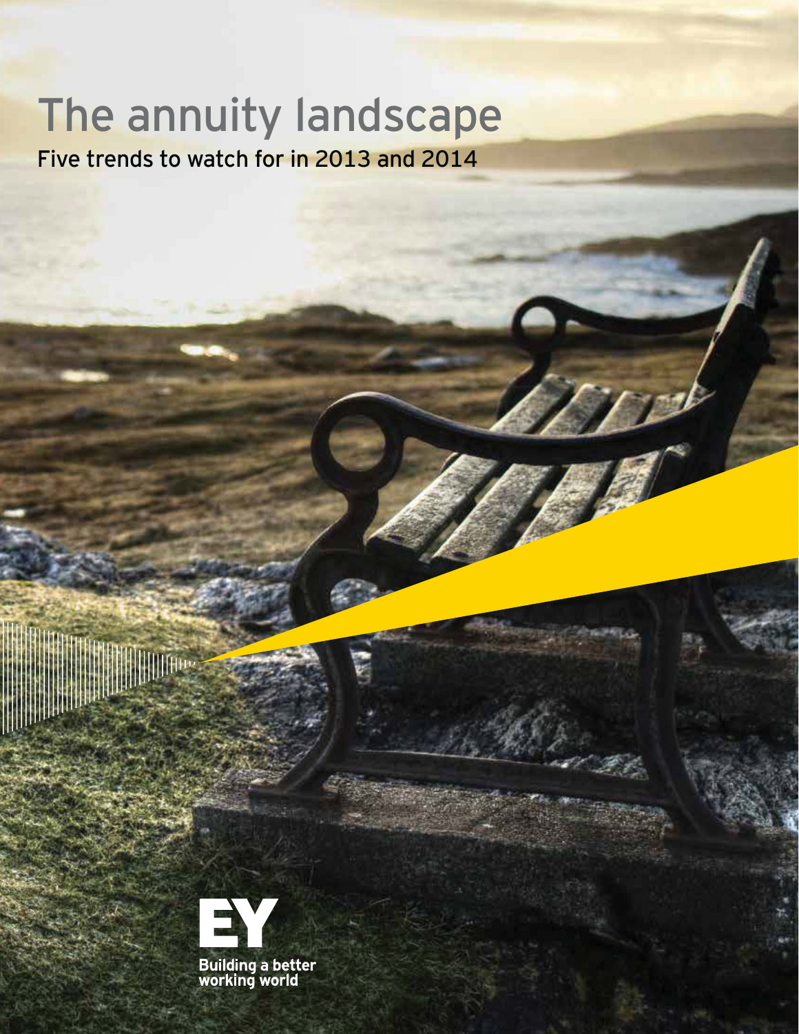# The annuity landscape

## Five trends to watch for in 2013 and 2014

EY

Building a better working world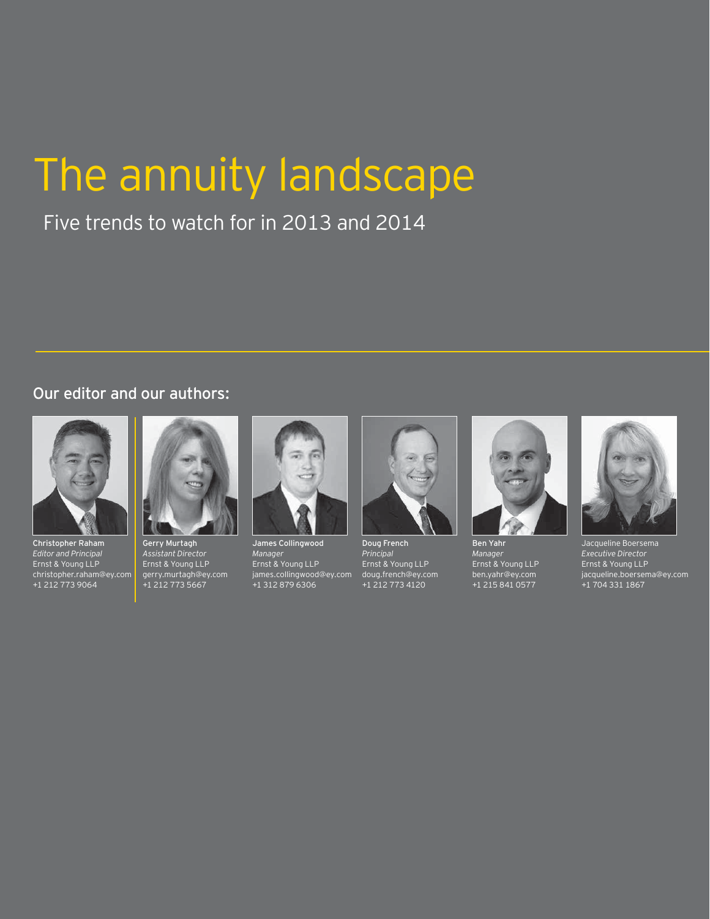# The annuity landscape

## Five trends to watch for in 2013 and 2014

### Our editor and our authors:

**Christopher Raham**
*Editor and Principal*
Ernst & Young LLP
christopher.raham@ey.com
+1 212 773 9064

**Gerry Murtagh**
*Assistant Director*
Ernst & Young LLP
gerry.murtagh@ey.com
+1 212 773 5667

**James Collingwood**
*Manager*
Ernst & Young LLP
james.collingwood@ey.com
+1 312 879 6306

**Doug French**
*Principal*
Ernst & Young LLP
doug.french@ey.com
+1 212 773 4120

**Ben Yahr**
*Manager*
Ernst & Young LLP
ben.yahr@ey.com
+1 215 841 0577

Jacqueline Boersema
*Executive Director*
Ernst & Young LLP
jacqueline.boersema@ey.com
+1 704 331 1867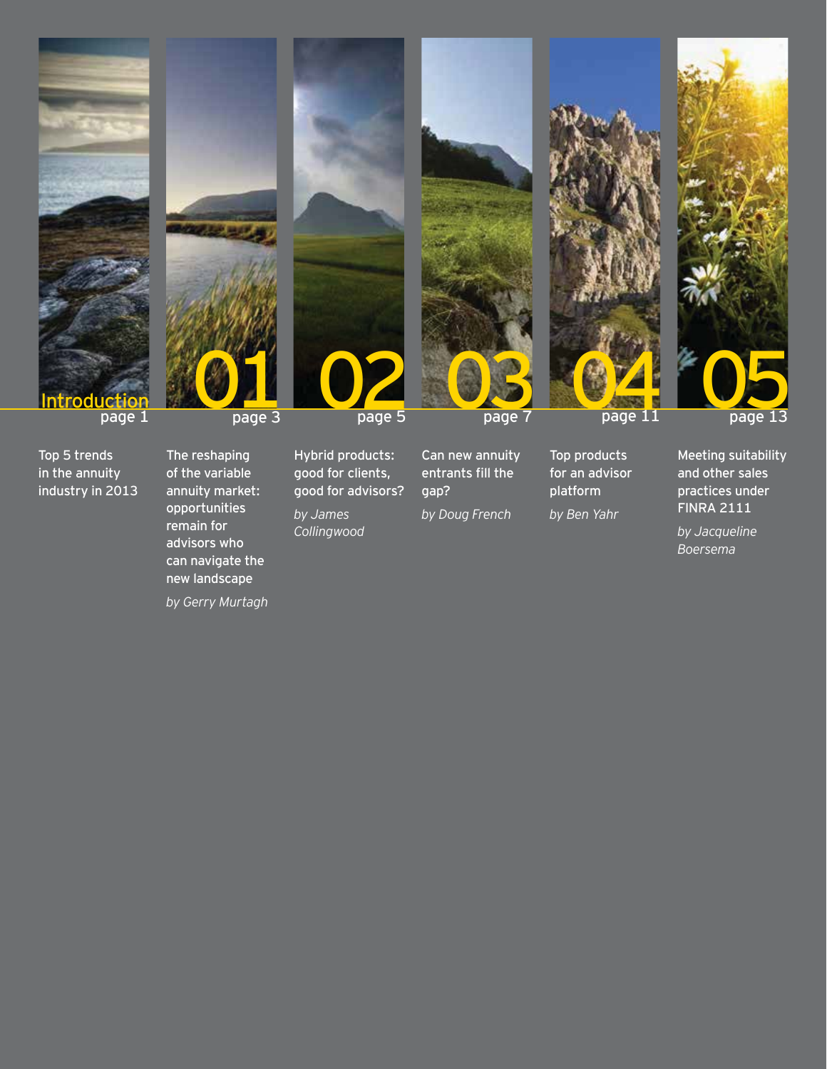**Introduction**
page 1

Top 5 trends in the annuity industry in 2013

**01**
page 3

The reshaping of the variable annuity market: opportunities remain for advisors who can navigate the new landscape

*by Gerry Murtagh*

**02**
page 5

Hybrid products: good for clients, good for advisors?

*by James Collingwood*

**03**
page 7

Can new annuity entrants fill the gap?

*by Doug French*

**04**
page 11

Top products for an advisor platform

*by Ben Yahr*

**05**
page 13

Meeting suitability and other sales practices under FINRA 2111

*by Jacqueline Boersema*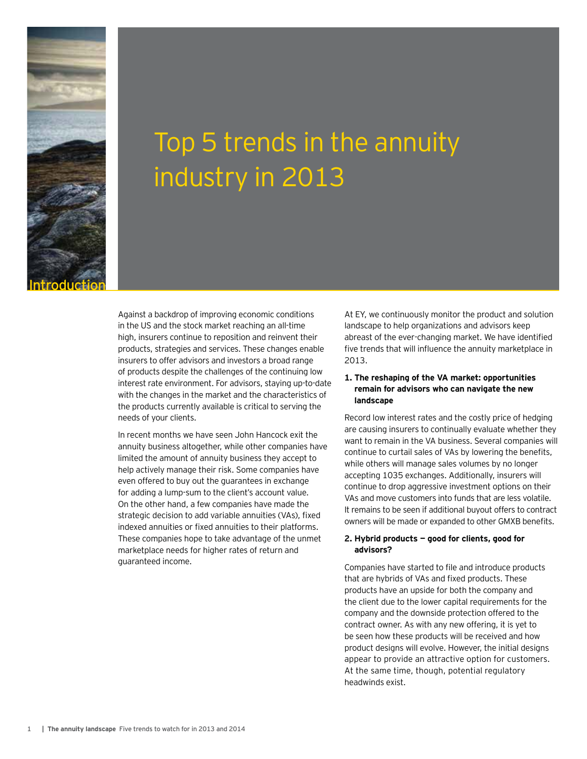# Top 5 trends in the annuity industry in 2013

## Introduction

Against a backdrop of improving economic conditions in the US and the stock market reaching an all-time high, insurers continue to reposition and reinvent their products, strategies and services. These changes enable insurers to offer advisors and investors a broad range of products despite the challenges of the continuing low interest rate environment. For advisors, staying up-to-date with the changes in the market and the characteristics of the products currently available is critical to serving the needs of your clients.

In recent months we have seen John Hancock exit the annuity business altogether, while other companies have limited the amount of annuity business they accept to help actively manage their risk. Some companies have even offered to buy out the guarantees in exchange for adding a lump-sum to the client's account value. On the other hand, a few companies have made the strategic decision to add variable annuities (VAs), fixed indexed annuities or fixed annuities to their platforms. These companies hope to take advantage of the unmet marketplace needs for higher rates of return and guaranteed income.

At EY, we continuously monitor the product and solution landscape to help organizations and advisors keep abreast of the ever-changing market. We have identified five trends that will influence the annuity marketplace in 2013.

**1. The reshaping of the VA market: opportunities remain for advisors who can navigate the new landscape**

Record low interest rates and the costly price of hedging are causing insurers to continually evaluate whether they want to remain in the VA business. Several companies will continue to curtail sales of VAs by lowering the benefits, while others will manage sales volumes by no longer accepting 1035 exchanges. Additionally, insurers will continue to drop aggressive investment options on their VAs and move customers into funds that are less volatile. It remains to be seen if additional buyout offers to contract owners will be made or expanded to other GMXB benefits.

**2. Hybrid products — good for clients, good for advisors?**

Companies have started to file and introduce products that are hybrids of VAs and fixed products. These products have an upside for both the company and the client due to the lower capital requirements for the company and the downside protection offered to the contract owner. As with any new offering, it is yet to be seen how these products will be received and how product designs will evolve. However, the initial designs appear to provide an attractive option for customers. At the same time, though, potential regulatory headwinds exist.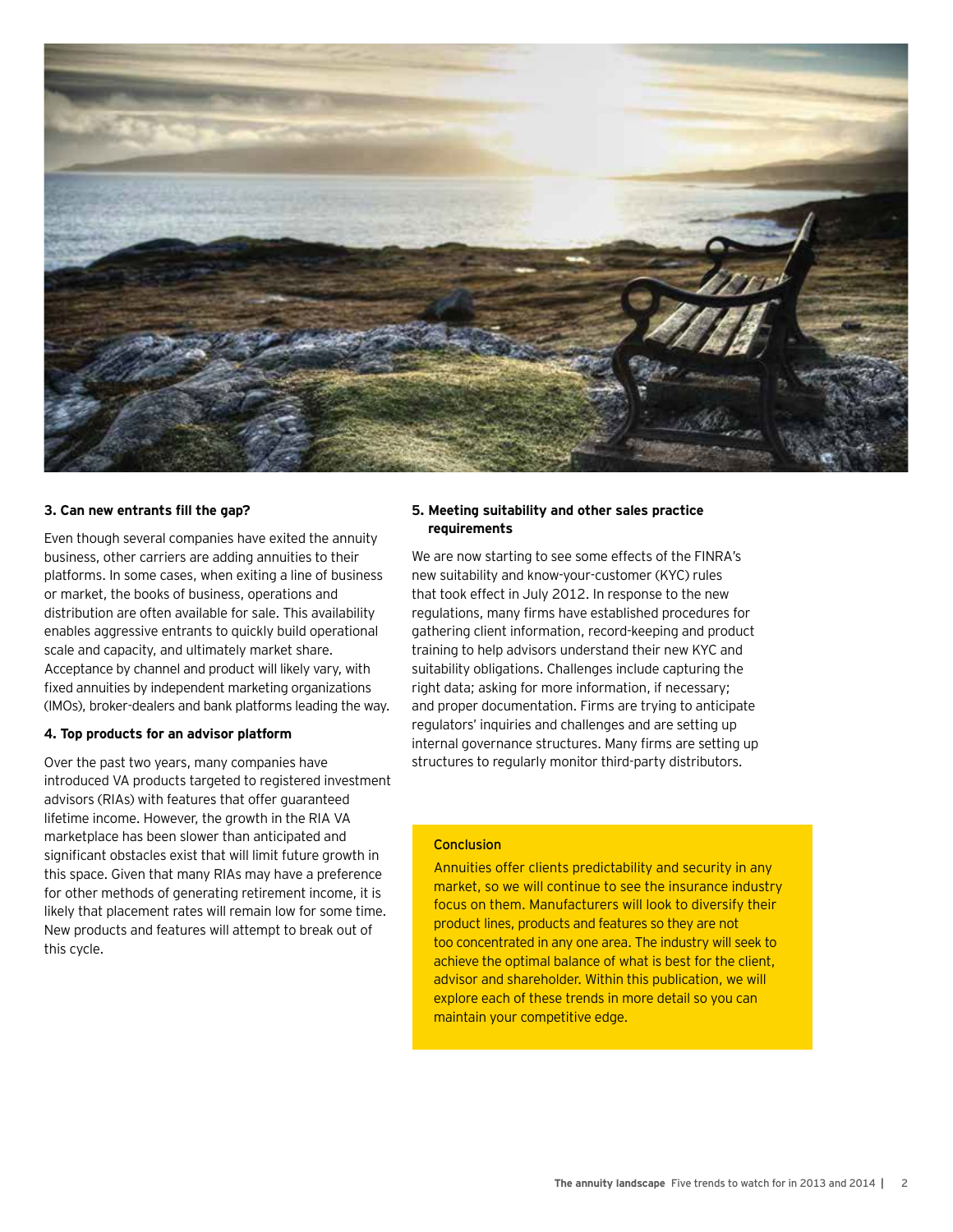### 3. Can new entrants fill the gap?

Even though several companies have exited the annuity business, other carriers are adding annuities to their platforms. In some cases, when exiting a line of business or market, the books of business, operations and distribution are often available for sale. This availability enables aggressive entrants to quickly build operational scale and capacity, and ultimately market share. Acceptance by channel and product will likely vary, with fixed annuities by independent marketing organizations (IMOs), broker-dealers and bank platforms leading the way.

### 4. Top products for an advisor platform

Over the past two years, many companies have introduced VA products targeted to registered investment advisors (RIAs) with features that offer guaranteed lifetime income. However, the growth in the RIA VA marketplace has been slower than anticipated and significant obstacles exist that will limit future growth in this space. Given that many RIAs may have a preference for other methods of generating retirement income, it is likely that placement rates will remain low for some time. New products and features will attempt to break out of this cycle.

### 5. Meeting suitability and other sales practice requirements

We are now starting to see some effects of the FINRA's new suitability and know-your-customer (KYC) rules that took effect in July 2012. In response to the new regulations, many firms have established procedures for gathering client information, record-keeping and product training to help advisors understand their new KYC and suitability obligations. Challenges include capturing the right data; asking for more information, if necessary; and proper documentation. Firms are trying to anticipate regulators' inquiries and challenges and are setting up internal governance structures. Many firms are setting up structures to regularly monitor third-party distributors.

#### Conclusion

Annuities offer clients predictability and security in any market, so we will continue to see the insurance industry focus on them. Manufacturers will look to diversify their product lines, products and features so they are not too concentrated in any one area. The industry will seek to achieve the optimal balance of what is best for the client, advisor and shareholder. Within this publication, we will explore each of these trends in more detail so you can maintain your competitive edge.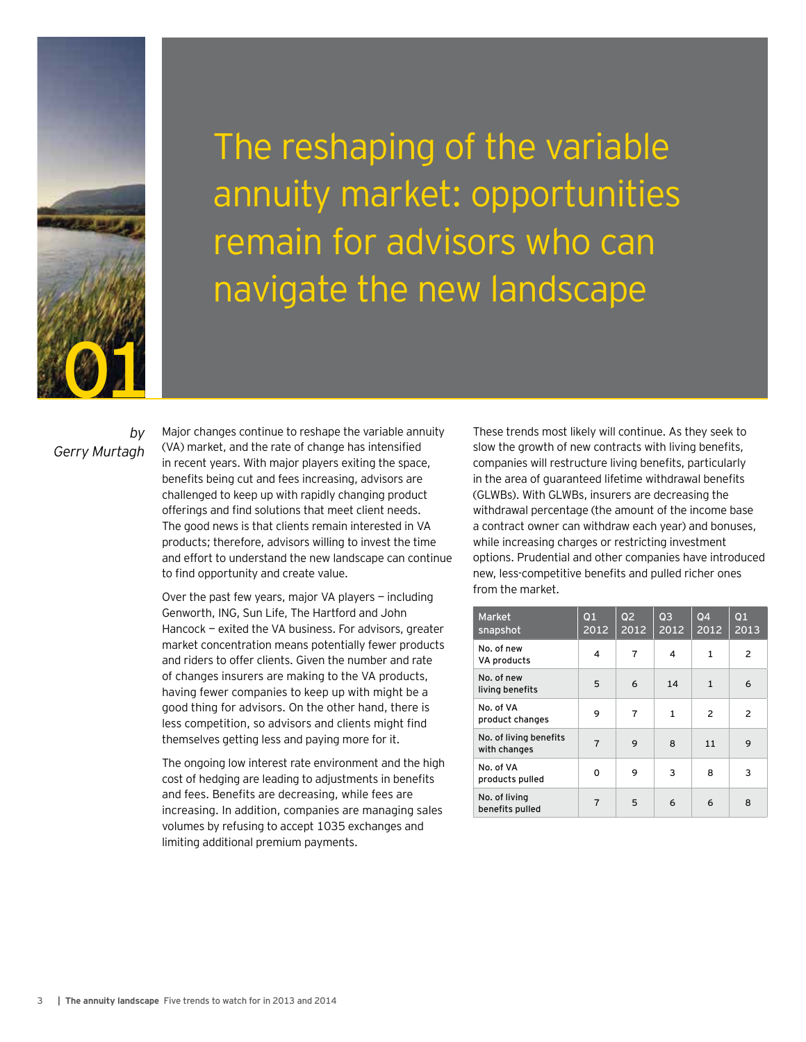# 01 The reshaping of the variable annuity market: opportunities remain for advisors who can navigate the new landscape

*by Gerry Murtagh*

Major changes continue to reshape the variable annuity (VA) market, and the rate of change has intensified in recent years. With major players exiting the space, benefits being cut and fees increasing, advisors are challenged to keep up with rapidly changing product offerings and find solutions that meet client needs. The good news is that clients remain interested in VA products; therefore, advisors willing to invest the time and effort to understand the new landscape can continue to find opportunity and create value.

Over the past few years, major VA players — including Genworth, ING, Sun Life, The Hartford and John Hancock — exited the VA business. For advisors, greater market concentration means potentially fewer products and riders to offer clients. Given the number and rate of changes insurers are making to the VA products, having fewer companies to keep up with might be a good thing for advisors. On the other hand, there is less competition, so advisors and clients might find themselves getting less and paying more for it.

The ongoing low interest rate environment and the high cost of hedging are leading to adjustments in benefits and fees. Benefits are decreasing, while fees are increasing. In addition, companies are managing sales volumes by refusing to accept 1035 exchanges and limiting additional premium payments.

These trends most likely will continue. As they seek to slow the growth of new contracts with living benefits, companies will restructure living benefits, particularly in the area of guaranteed lifetime withdrawal benefits (GLWBs). With GLWBs, insurers are decreasing the withdrawal percentage (the amount of the income base a contract owner can withdraw each year) and bonuses, while increasing charges or restricting investment options. Prudential and other companies have introduced new, less-competitive benefits and pulled richer ones from the market.

| Market snapshot | Q1 2012 | Q2 2012 | Q3 2012 | Q4 2012 | Q1 2013 |
|---|---|---|---|---|---|
| No. of new VA products | 4 | 7 | 4 | 1 | 2 |
| No. of new living benefits | 5 | 6 | 14 | 1 | 6 |
| No. of VA product changes | 9 | 7 | 1 | 2 | 2 |
| No. of living benefits with changes | 7 | 9 | 8 | 11 | 9 |
| No. of VA products pulled | 0 | 9 | 3 | 8 | 3 |
| No. of living benefits pulled | 7 | 5 | 6 | 6 | 8 |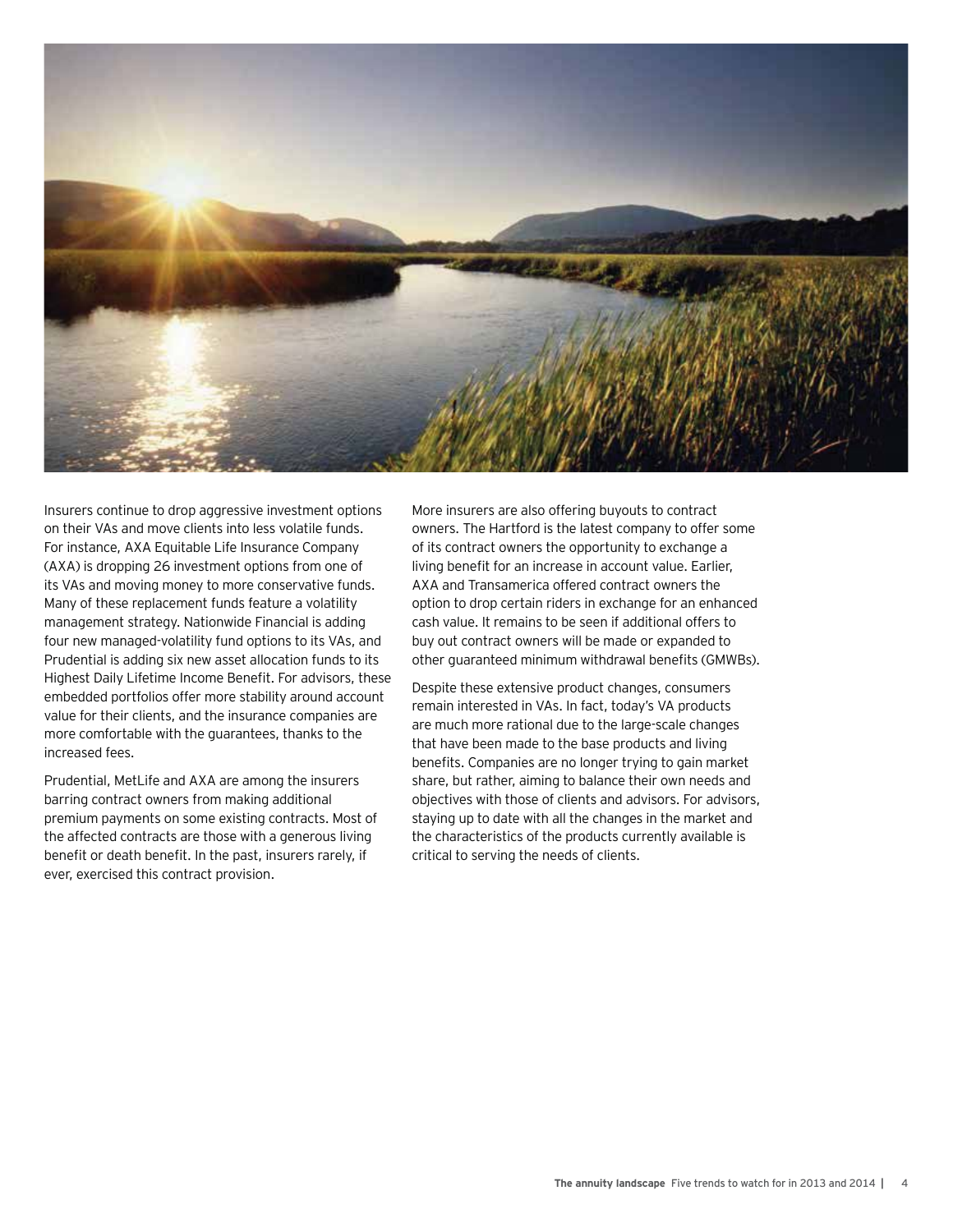Insurers continue to drop aggressive investment options on their VAs and move clients into less volatile funds. For instance, AXA Equitable Life Insurance Company (AXA) is dropping 26 investment options from one of its VAs and moving money to more conservative funds. Many of these replacement funds feature a volatility management strategy. Nationwide Financial is adding four new managed-volatility fund options to its VAs, and Prudential is adding six new asset allocation funds to its Highest Daily Lifetime Income Benefit. For advisors, these embedded portfolios offer more stability around account value for their clients, and the insurance companies are more comfortable with the guarantees, thanks to the increased fees.

Prudential, MetLife and AXA are among the insurers barring contract owners from making additional premium payments on some existing contracts. Most of the affected contracts are those with a generous living benefit or death benefit. In the past, insurers rarely, if ever, exercised this contract provision.

More insurers are also offering buyouts to contract owners. The Hartford is the latest company to offer some of its contract owners the opportunity to exchange a living benefit for an increase in account value. Earlier, AXA and Transamerica offered contract owners the option to drop certain riders in exchange for an enhanced cash value. It remains to be seen if additional offers to buy out contract owners will be made or expanded to other guaranteed minimum withdrawal benefits (GMWBs).

Despite these extensive product changes, consumers remain interested in VAs. In fact, today's VA products are much more rational due to the large-scale changes that have been made to the base products and living benefits. Companies are no longer trying to gain market share, but rather, aiming to balance their own needs and objectives with those of clients and advisors. For advisors, staying up to date with all the changes in the market and the characteristics of the products currently available is critical to serving the needs of clients.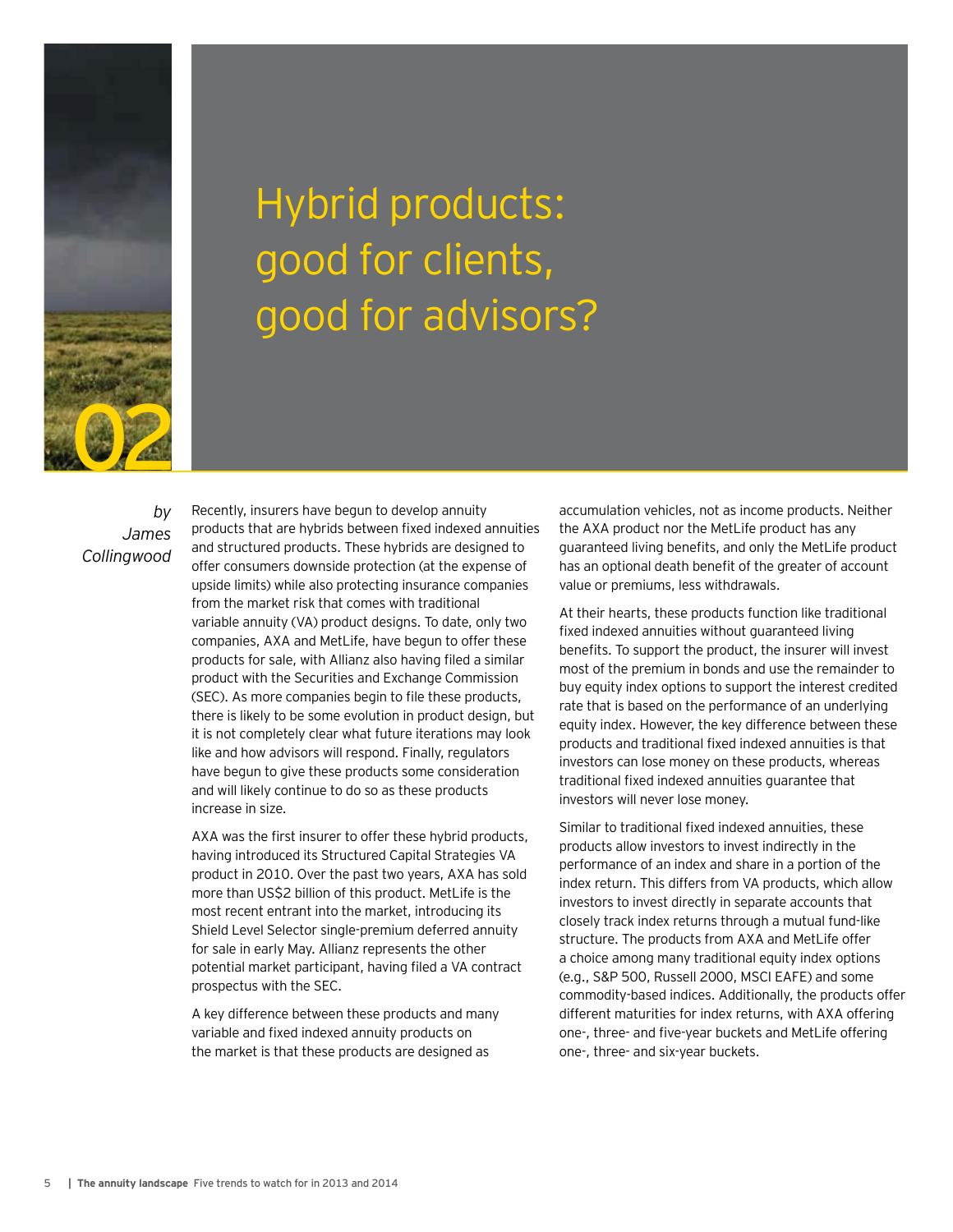02

# Hybrid products: good for clients, good for advisors?

*by James Collingwood*

Recently, insurers have begun to develop annuity products that are hybrids between fixed indexed annuities and structured products. These hybrids are designed to offer consumers downside protection (at the expense of upside limits) while also protecting insurance companies from the market risk that comes with traditional variable annuity (VA) product designs. To date, only two companies, AXA and MetLife, have begun to offer these products for sale, with Allianz also having filed a similar product with the Securities and Exchange Commission (SEC). As more companies begin to file these products, there is likely to be some evolution in product design, but it is not completely clear what future iterations may look like and how advisors will respond. Finally, regulators have begun to give these products some consideration and will likely continue to do so as these products increase in size.

AXA was the first insurer to offer these hybrid products, having introduced its Structured Capital Strategies VA product in 2010. Over the past two years, AXA has sold more than US$2 billion of this product. MetLife is the most recent entrant into the market, introducing its Shield Level Selector single-premium deferred annuity for sale in early May. Allianz represents the other potential market participant, having filed a VA contract prospectus with the SEC.

A key difference between these products and many variable and fixed indexed annuity products on the market is that these products are designed as accumulation vehicles, not as income products. Neither the AXA product nor the MetLife product has any guaranteed living benefits, and only the MetLife product has an optional death benefit of the greater of account value or premiums, less withdrawals.

At their hearts, these products function like traditional fixed indexed annuities without guaranteed living benefits. To support the product, the insurer will invest most of the premium in bonds and use the remainder to buy equity index options to support the interest credited rate that is based on the performance of an underlying equity index. However, the key difference between these products and traditional fixed indexed annuities is that investors can lose money on these products, whereas traditional fixed indexed annuities guarantee that investors will never lose money.

Similar to traditional fixed indexed annuities, these products allow investors to invest indirectly in the performance of an index and share in a portion of the index return. This differs from VA products, which allow investors to invest directly in separate accounts that closely track index returns through a mutual fund-like structure. The products from AXA and MetLife offer a choice among many traditional equity index options (e.g., S&P 500, Russell 2000, MSCI EAFE) and some commodity-based indices. Additionally, the products offer different maturities for index returns, with AXA offering one-, three- and five-year buckets and MetLife offering one-, three- and six-year buckets.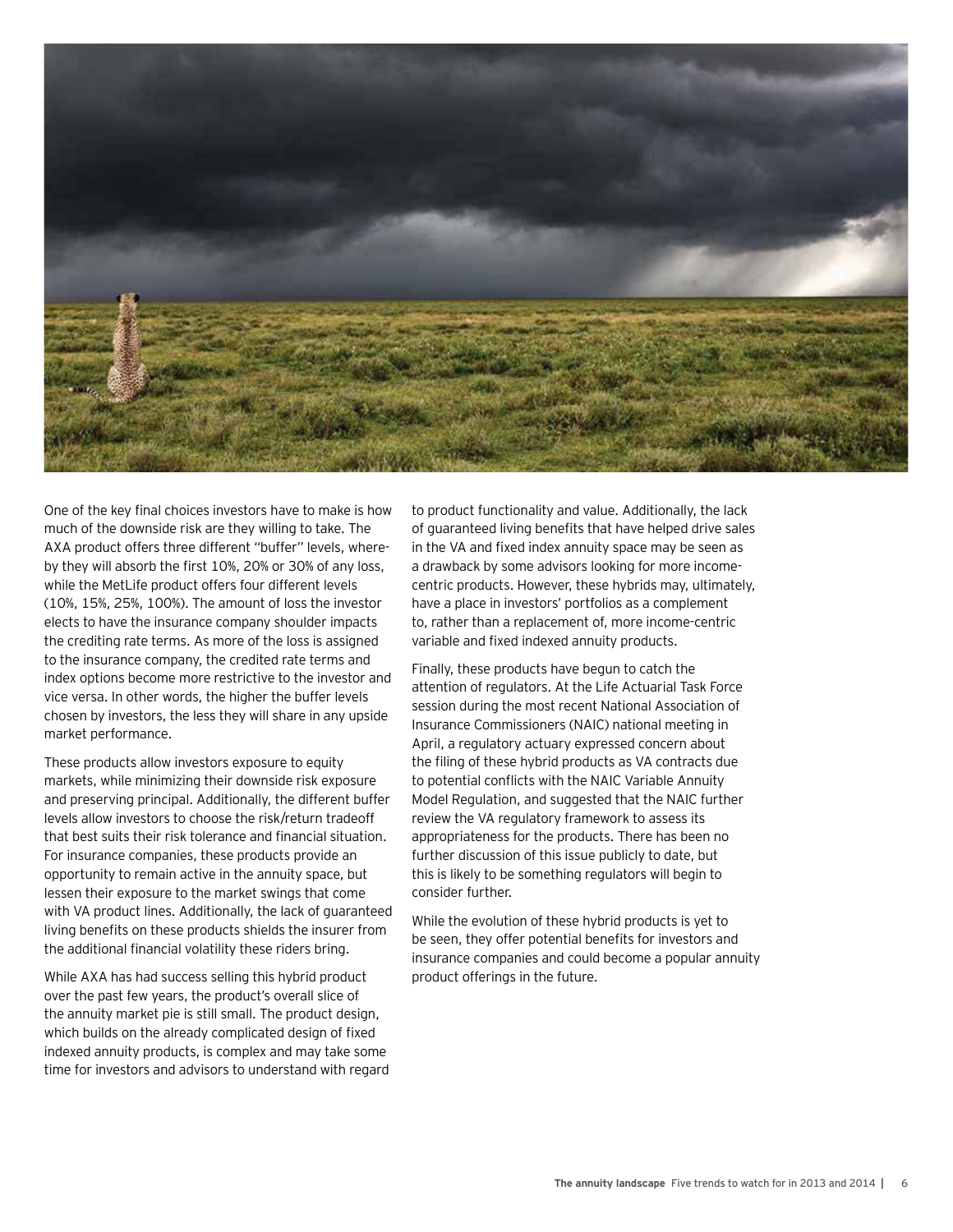One of the key final choices investors have to make is how much of the downside risk are they willing to take. The AXA product offers three different "buffer" levels, whereby they will absorb the first 10%, 20% or 30% of any loss, while the MetLife product offers four different levels (10%, 15%, 25%, 100%). The amount of loss the investor elects to have the insurance company shoulder impacts the crediting rate terms. As more of the loss is assigned to the insurance company, the credited rate terms and index options become more restrictive to the investor and vice versa. In other words, the higher the buffer levels chosen by investors, the less they will share in any upside market performance.

These products allow investors exposure to equity markets, while minimizing their downside risk exposure and preserving principal. Additionally, the different buffer levels allow investors to choose the risk/return tradeoff that best suits their risk tolerance and financial situation. For insurance companies, these products provide an opportunity to remain active in the annuity space, but lessen their exposure to the market swings that come with VA product lines. Additionally, the lack of guaranteed living benefits on these products shields the insurer from the additional financial volatility these riders bring.

While AXA has had success selling this hybrid product over the past few years, the product's overall slice of the annuity market pie is still small. The product design, which builds on the already complicated design of fixed indexed annuity products, is complex and may take some time for investors and advisors to understand with regard to product functionality and value. Additionally, the lack of guaranteed living benefits that have helped drive sales in the VA and fixed index annuity space may be seen as a drawback by some advisors looking for more income-centric products. However, these hybrids may, ultimately, have a place in investors' portfolios as a complement to, rather than a replacement of, more income-centric variable and fixed indexed annuity products.

Finally, these products have begun to catch the attention of regulators. At the Life Actuarial Task Force session during the most recent National Association of Insurance Commissioners (NAIC) national meeting in April, a regulatory actuary expressed concern about the filing of these hybrid products as VA contracts due to potential conflicts with the NAIC Variable Annuity Model Regulation, and suggested that the NAIC further review the VA regulatory framework to assess its appropriateness for the products. There has been no further discussion of this issue publicly to date, but this is likely to be something regulators will begin to consider further.

While the evolution of these hybrid products is yet to be seen, they offer potential benefits for investors and insurance companies and could become a popular annuity product offerings in the future.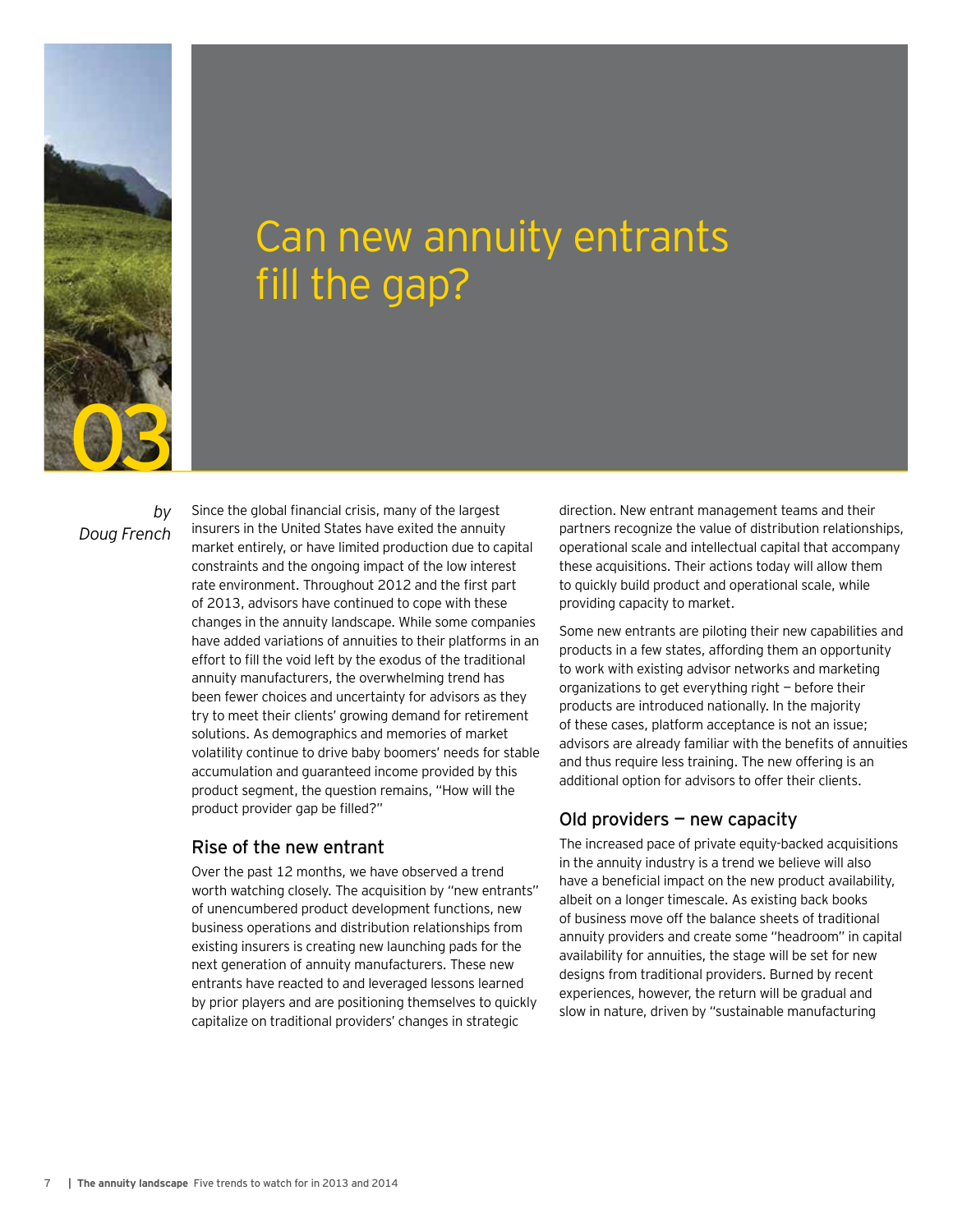# 03 Can new annuity entrants fill the gap?

*by Doug French*

Since the global financial crisis, many of the largest insurers in the United States have exited the annuity market entirely, or have limited production due to capital constraints and the ongoing impact of the low interest rate environment. Throughout 2012 and the first part of 2013, advisors have continued to cope with these changes in the annuity landscape. While some companies have added variations of annuities to their platforms in an effort to fill the void left by the exodus of the traditional annuity manufacturers, the overwhelming trend has been fewer choices and uncertainty for advisors as they try to meet their clients' growing demand for retirement solutions. As demographics and memories of market volatility continue to drive baby boomers' needs for stable accumulation and guaranteed income provided by this product segment, the question remains, "How will the product provider gap be filled?"

## Rise of the new entrant

Over the past 12 months, we have observed a trend worth watching closely. The acquisition by "new entrants" of unencumbered product development functions, new business operations and distribution relationships from existing insurers is creating new launching pads for the next generation of annuity manufacturers. These new entrants have reacted to and leveraged lessons learned by prior players and are positioning themselves to quickly capitalize on traditional providers' changes in strategic direction. New entrant management teams and their partners recognize the value of distribution relationships, operational scale and intellectual capital that accompany these acquisitions. Their actions today will allow them to quickly build product and operational scale, while providing capacity to market.

Some new entrants are piloting their new capabilities and products in a few states, affording them an opportunity to work with existing advisor networks and marketing organizations to get everything right — before their products are introduced nationally. In the majority of these cases, platform acceptance is not an issue; advisors are already familiar with the benefits of annuities and thus require less training. The new offering is an additional option for advisors to offer their clients.

## Old providers — new capacity

The increased pace of private equity-backed acquisitions in the annuity industry is a trend we believe will also have a beneficial impact on the new product availability, albeit on a longer timescale. As existing back books of business move off the balance sheets of traditional annuity providers and create some "headroom" in capital availability for annuities, the stage will be set for new designs from traditional providers. Burned by recent experiences, however, the return will be gradual and slow in nature, driven by "sustainable manufacturing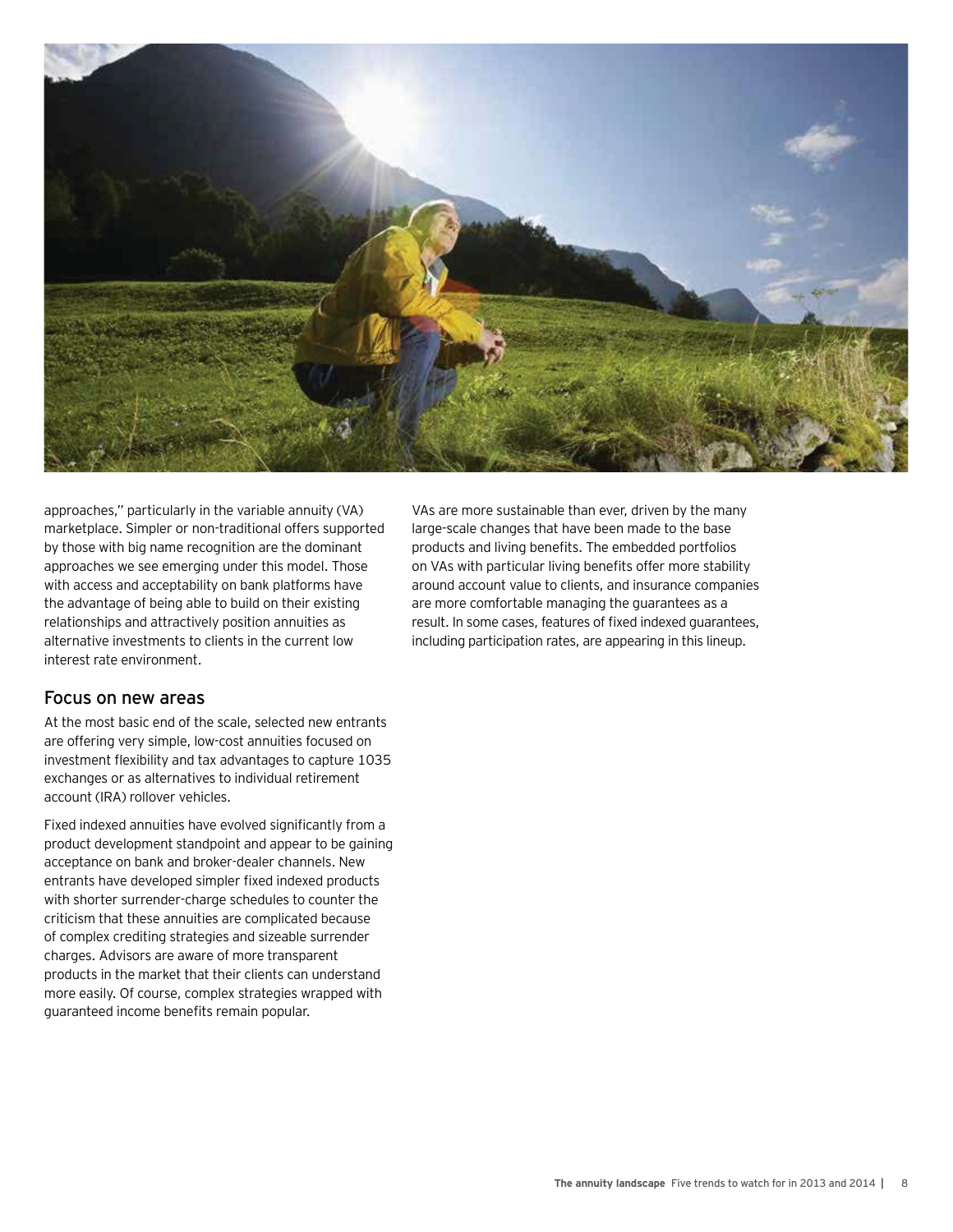approaches," particularly in the variable annuity (VA) marketplace. Simpler or non-traditional offers supported by those with big name recognition are the dominant approaches we see emerging under this model. Those with access and acceptability on bank platforms have the advantage of being able to build on their existing relationships and attractively position annuities as alternative investments to clients in the current low interest rate environment.

## Focus on new areas

At the most basic end of the scale, selected new entrants are offering very simple, low-cost annuities focused on investment flexibility and tax advantages to capture 1035 exchanges or as alternatives to individual retirement account (IRA) rollover vehicles.

Fixed indexed annuities have evolved significantly from a product development standpoint and appear to be gaining acceptance on bank and broker-dealer channels. New entrants have developed simpler fixed indexed products with shorter surrender-charge schedules to counter the criticism that these annuities are complicated because of complex crediting strategies and sizeable surrender charges. Advisors are aware of more transparent products in the market that their clients can understand more easily. Of course, complex strategies wrapped with guaranteed income benefits remain popular.

VAs are more sustainable than ever, driven by the many large-scale changes that have been made to the base products and living benefits. The embedded portfolios on VAs with particular living benefits offer more stability around account value to clients, and insurance companies are more comfortable managing the guarantees as a result. In some cases, features of fixed indexed guarantees, including participation rates, are appearing in this lineup.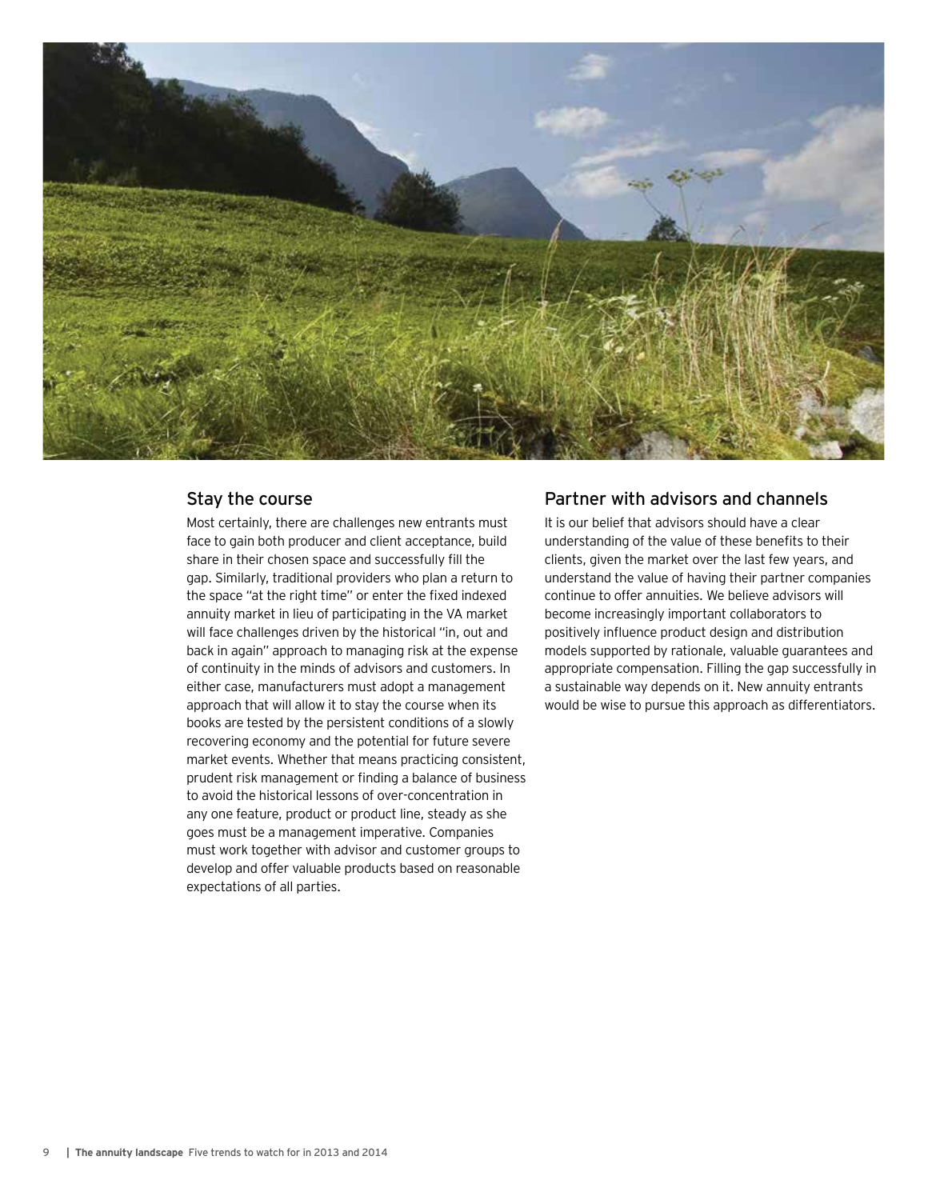## Stay the course

Most certainly, there are challenges new entrants must face to gain both producer and client acceptance, build share in their chosen space and successfully fill the gap. Similarly, traditional providers who plan a return to the space "at the right time" or enter the fixed indexed annuity market in lieu of participating in the VA market will face challenges driven by the historical "in, out and back in again" approach to managing risk at the expense of continuity in the minds of advisors and customers. In either case, manufacturers must adopt a management approach that will allow it to stay the course when its books are tested by the persistent conditions of a slowly recovering economy and the potential for future severe market events. Whether that means practicing consistent, prudent risk management or finding a balance of business to avoid the historical lessons of over-concentration in any one feature, product or product line, steady as she goes must be a management imperative. Companies must work together with advisor and customer groups to develop and offer valuable products based on reasonable expectations of all parties.

## Partner with advisors and channels

It is our belief that advisors should have a clear understanding of the value of these benefits to their clients, given the market over the last few years, and understand the value of having their partner companies continue to offer annuities. We believe advisors will become increasingly important collaborators to positively influence product design and distribution models supported by rationale, valuable guarantees and appropriate compensation. Filling the gap successfully in a sustainable way depends on it. New annuity entrants would be wise to pursue this approach as differentiators.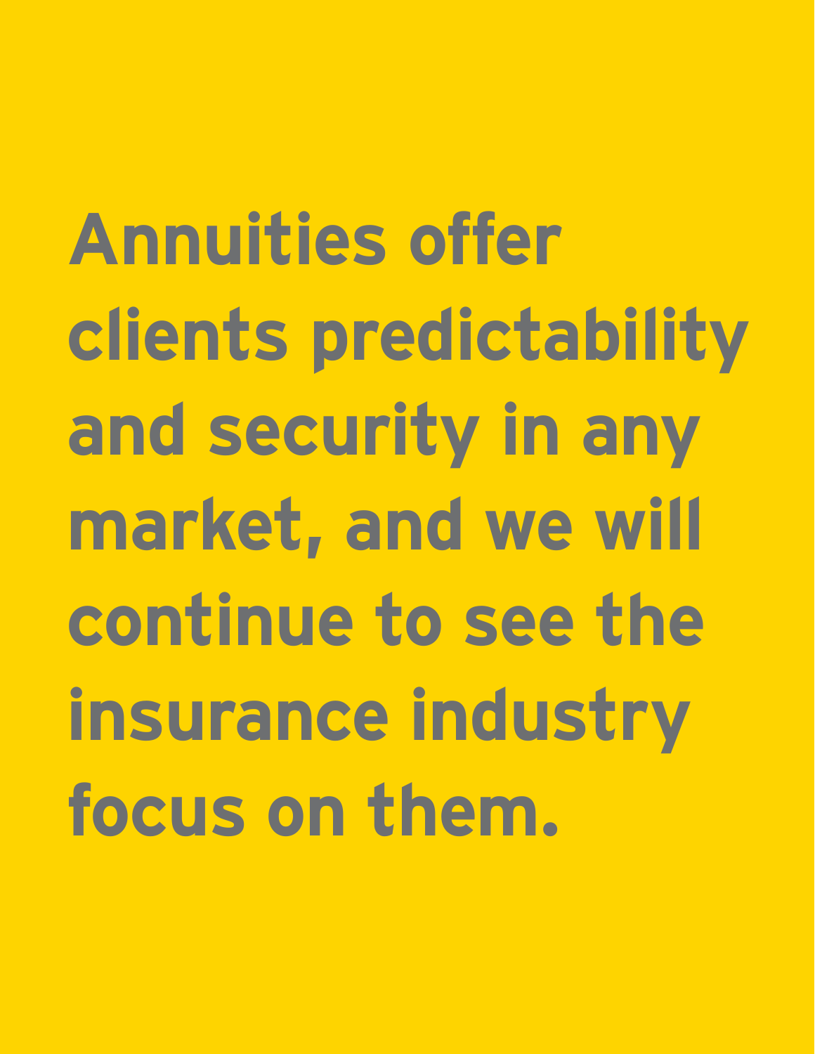**Annuities offer clients predictability and security in any market, and we will continue to see the insurance industry focus on them.**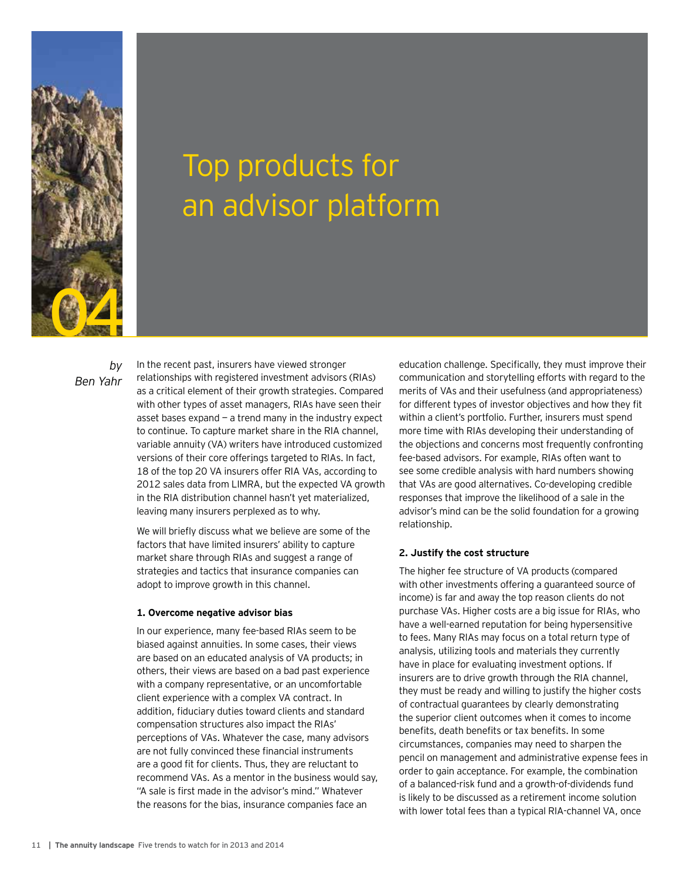# 04

# Top products for an advisor platform

*by Ben Yahr*

In the recent past, insurers have viewed stronger relationships with registered investment advisors (RIAs) as a critical element of their growth strategies. Compared with other types of asset managers, RIAs have seen their asset bases expand — a trend many in the industry expect to continue. To capture market share in the RIA channel, variable annuity (VA) writers have introduced customized versions of their core offerings targeted to RIAs. In fact, 18 of the top 20 VA insurers offer RIA VAs, according to 2012 sales data from LIMRA, but the expected VA growth in the RIA distribution channel hasn't yet materialized, leaving many insurers perplexed as to why.

We will briefly discuss what we believe are some of the factors that have limited insurers' ability to capture market share through RIAs and suggest a range of strategies and tactics that insurance companies can adopt to improve growth in this channel.

**1. Overcome negative advisor bias**

In our experience, many fee-based RIAs seem to be biased against annuities. In some cases, their views are based on an educated analysis of VA products; in others, their views are based on a bad past experience with a company representative, or an uncomfortable client experience with a complex VA contract. In addition, fiduciary duties toward clients and standard compensation structures also impact the RIAs' perceptions of VAs. Whatever the case, many advisors are not fully convinced these financial instruments are a good fit for clients. Thus, they are reluctant to recommend VAs. As a mentor in the business would say, "A sale is first made in the advisor's mind." Whatever the reasons for the bias, insurance companies face an education challenge. Specifically, they must improve their communication and storytelling efforts with regard to the merits of VAs and their usefulness (and appropriateness) for different types of investor objectives and how they fit within a client's portfolio. Further, insurers must spend more time with RIAs developing their understanding of the objections and concerns most frequently confronting fee-based advisors. For example, RIAs often want to see some credible analysis with hard numbers showing that VAs are good alternatives. Co-developing credible responses that improve the likelihood of a sale in the advisor's mind can be the solid foundation for a growing relationship.

**2. Justify the cost structure**

The higher fee structure of VA products (compared with other investments offering a guaranteed source of income) is far and away the top reason clients do not purchase VAs. Higher costs are a big issue for RIAs, who have a well-earned reputation for being hypersensitive to fees. Many RIAs may focus on a total return type of analysis, utilizing tools and materials they currently have in place for evaluating investment options. If insurers are to drive growth through the RIA channel, they must be ready and willing to justify the higher costs of contractual guarantees by clearly demonstrating the superior client outcomes when it comes to income benefits, death benefits or tax benefits. In some circumstances, companies may need to sharpen the pencil on management and administrative expense fees in order to gain acceptance. For example, the combination of a balanced-risk fund and a growth-of-dividends fund is likely to be discussed as a retirement income solution with lower total fees than a typical RIA-channel VA, once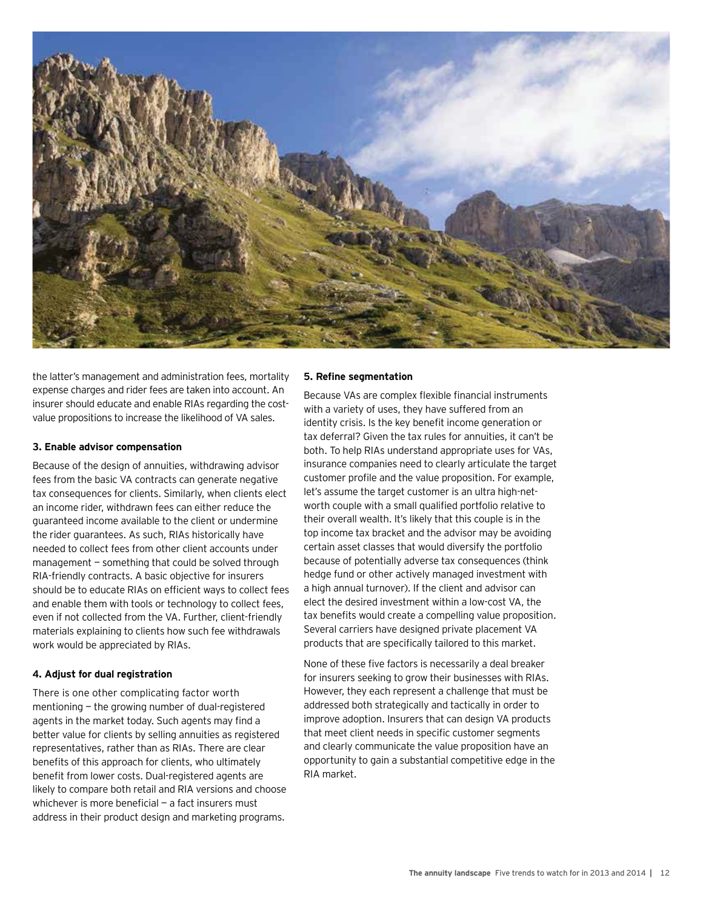the latter's management and administration fees, mortality expense charges and rider fees are taken into account. An insurer should educate and enable RIAs regarding the cost-value propositions to increase the likelihood of VA sales.

#### 3. Enable advisor compensation

Because of the design of annuities, withdrawing advisor fees from the basic VA contracts can generate negative tax consequences for clients. Similarly, when clients elect an income rider, withdrawn fees can either reduce the guaranteed income available to the client or undermine the rider guarantees. As such, RIAs historically have needed to collect fees from other client accounts under management — something that could be solved through RIA-friendly contracts. A basic objective for insurers should be to educate RIAs on efficient ways to collect fees and enable them with tools or technology to collect fees, even if not collected from the VA. Further, client-friendly materials explaining to clients how such fee withdrawals work would be appreciated by RIAs.

#### 4. Adjust for dual registration

There is one other complicating factor worth mentioning — the growing number of dual-registered agents in the market today. Such agents may find a better value for clients by selling annuities as registered representatives, rather than as RIAs. There are clear benefits of this approach for clients, who ultimately benefit from lower costs. Dual-registered agents are likely to compare both retail and RIA versions and choose whichever is more beneficial — a fact insurers must address in their product design and marketing programs.

#### 5. Refine segmentation

Because VAs are complex flexible financial instruments with a variety of uses, they have suffered from an identity crisis. Is the key benefit income generation or tax deferral? Given the tax rules for annuities, it can't be both. To help RIAs understand appropriate uses for VAs, insurance companies need to clearly articulate the target customer profile and the value proposition. For example, let's assume the target customer is an ultra high-net-worth couple with a small qualified portfolio relative to their overall wealth. It's likely that this couple is in the top income tax bracket and the advisor may be avoiding certain asset classes that would diversify the portfolio because of potentially adverse tax consequences (think hedge fund or other actively managed investment with a high annual turnover). If the client and advisor can elect the desired investment within a low-cost VA, the tax benefits would create a compelling value proposition. Several carriers have designed private placement VA products that are specifically tailored to this market.

None of these five factors is necessarily a deal breaker for insurers seeking to grow their businesses with RIAs. However, they each represent a challenge that must be addressed both strategically and tactically in order to improve adoption. Insurers that can design VA products that meet client needs in specific customer segments and clearly communicate the value proposition have an opportunity to gain a substantial competitive edge in the RIA market.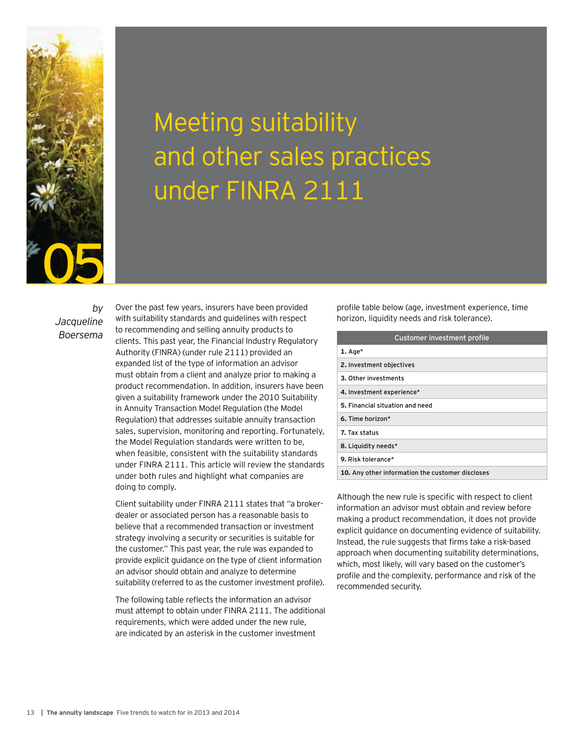05

# Meeting suitability and other sales practices under FINRA 2111

*by Jacqueline Boersema*

Over the past few years, insurers have been provided with suitability standards and guidelines with respect to recommending and selling annuity products to clients. This past year, the Financial Industry Regulatory Authority (FINRA) (under rule 2111) provided an expanded list of the type of information an advisor must obtain from a client and analyze prior to making a product recommendation. In addition, insurers have been given a suitability framework under the 2010 Suitability in Annuity Transaction Model Regulation (the Model Regulation) that addresses suitable annuity transaction sales, supervision, monitoring and reporting. Fortunately, the Model Regulation standards were written to be, when feasible, consistent with the suitability standards under FINRA 2111. This article will review the standards under both rules and highlight what companies are doing to comply.

Client suitability under FINRA 2111 states that "a broker-dealer or associated person has a reasonable basis to believe that a recommended transaction or investment strategy involving a security or securities is suitable for the customer." This past year, the rule was expanded to provide explicit guidance on the type of client information an advisor should obtain and analyze to determine suitability (referred to as the customer investment profile).

The following table reflects the information an advisor must attempt to obtain under FINRA 2111. The additional requirements, which were added under the new rule, are indicated by an asterisk in the customer investment profile table below (age, investment experience, time horizon, liquidity needs and risk tolerance).

| Customer investment profile |
|---|
| **1.** Age* |
| **2.** Investment objectives |
| **3.** Other investments |
| **4.** Investment experience* |
| **5.** Financial situation and need |
| **6.** Time horizon* |
| **7.** Tax status |
| **8.** Liquidity needs* |
| **9.** Risk tolerance* |
| **10.** Any other information the customer discloses |

Although the new rule is specific with respect to client information an advisor must obtain and review before making a product recommendation, it does not provide explicit guidance on documenting evidence of suitability. Instead, the rule suggests that firms take a risk-based approach when documenting suitability determinations, which, most likely, will vary based on the customer's profile and the complexity, performance and risk of the recommended security.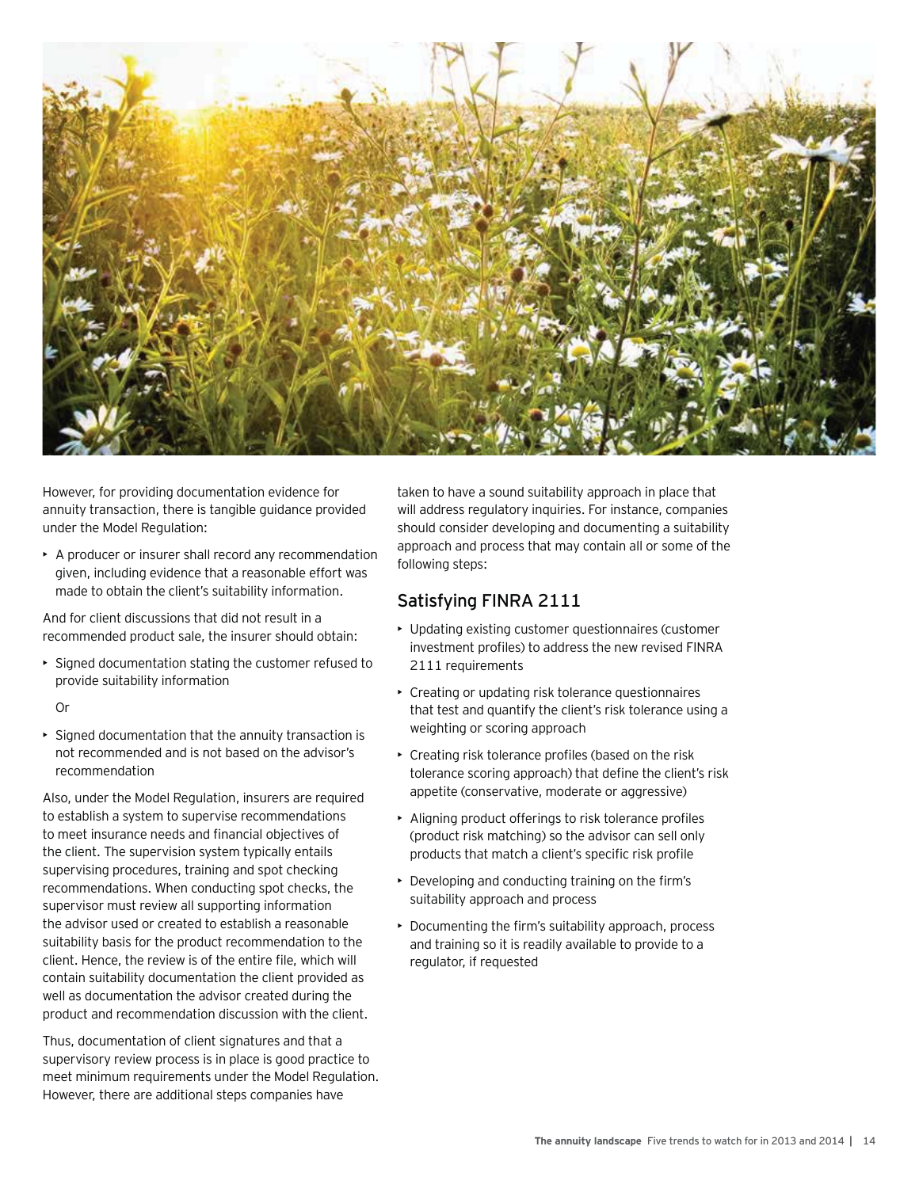However, for providing documentation evidence for annuity transaction, there is tangible guidance provided under the Model Regulation:

- A producer or insurer shall record any recommendation given, including evidence that a reasonable effort was made to obtain the client's suitability information.

And for client discussions that did not result in a recommended product sale, the insurer should obtain:

- Signed documentation stating the customer refused to provide suitability information

  Or

- Signed documentation that the annuity transaction is not recommended and is not based on the advisor's recommendation

Also, under the Model Regulation, insurers are required to establish a system to supervise recommendations to meet insurance needs and financial objectives of the client. The supervision system typically entails supervising procedures, training and spot checking recommendations. When conducting spot checks, the supervisor must review all supporting information the advisor used or created to establish a reasonable suitability basis for the product recommendation to the client. Hence, the review is of the entire file, which will contain suitability documentation the client provided as well as documentation the advisor created during the product and recommendation discussion with the client.

Thus, documentation of client signatures and that a supervisory review process is in place is good practice to meet minimum requirements under the Model Regulation. However, there are additional steps companies have taken to have a sound suitability approach in place that will address regulatory inquiries. For instance, companies should consider developing and documenting a suitability approach and process that may contain all or some of the following steps:

## Satisfying FINRA 2111

- Updating existing customer questionnaires (customer investment profiles) to address the new revised FINRA 2111 requirements
- Creating or updating risk tolerance questionnaires that test and quantify the client's risk tolerance using a weighting or scoring approach
- Creating risk tolerance profiles (based on the risk tolerance scoring approach) that define the client's risk appetite (conservative, moderate or aggressive)
- Aligning product offerings to risk tolerance profiles (product risk matching) so the advisor can sell only products that match a client's specific risk profile
- Developing and conducting training on the firm's suitability approach and process
- Documenting the firm's suitability approach, process and training so it is readily available to provide to a regulator, if requested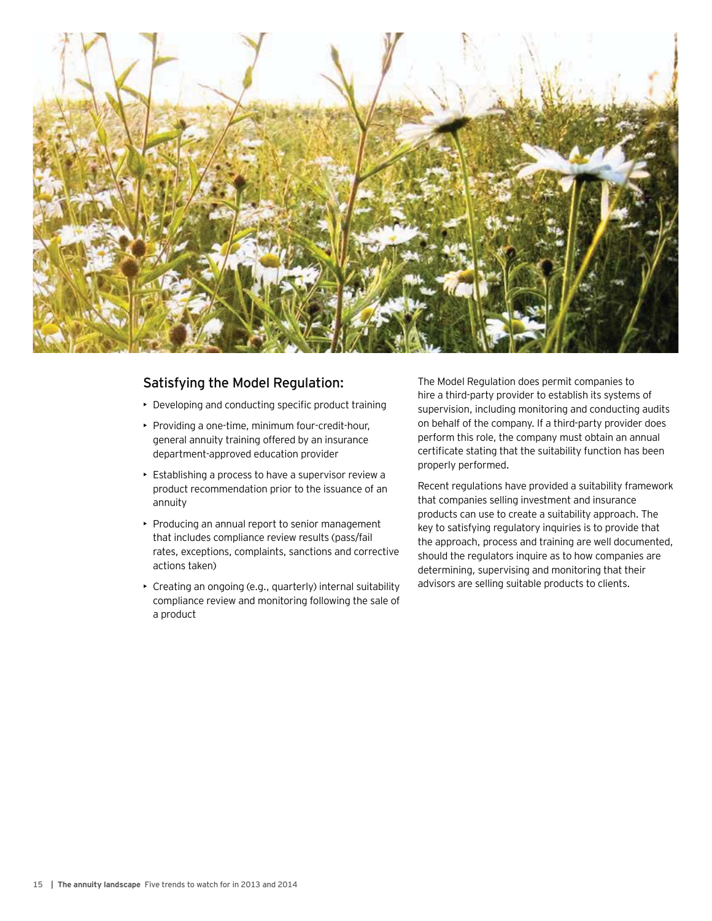## Satisfying the Model Regulation:

- Developing and conducting specific product training
- Providing a one-time, minimum four-credit-hour, general annuity training offered by an insurance department-approved education provider
- Establishing a process to have a supervisor review a product recommendation prior to the issuance of an annuity
- Producing an annual report to senior management that includes compliance review results (pass/fail rates, exceptions, complaints, sanctions and corrective actions taken)
- Creating an ongoing (e.g., quarterly) internal suitability compliance review and monitoring following the sale of a product

The Model Regulation does permit companies to hire a third-party provider to establish its systems of supervision, including monitoring and conducting audits on behalf of the company. If a third-party provider does perform this role, the company must obtain an annual certificate stating that the suitability function has been properly performed.

Recent regulations have provided a suitability framework that companies selling investment and insurance products can use to create a suitability approach. The key to satisfying regulatory inquiries is to provide that the approach, process and training are well documented, should the regulators inquire as to how companies are determining, supervising and monitoring that their advisors are selling suitable products to clients.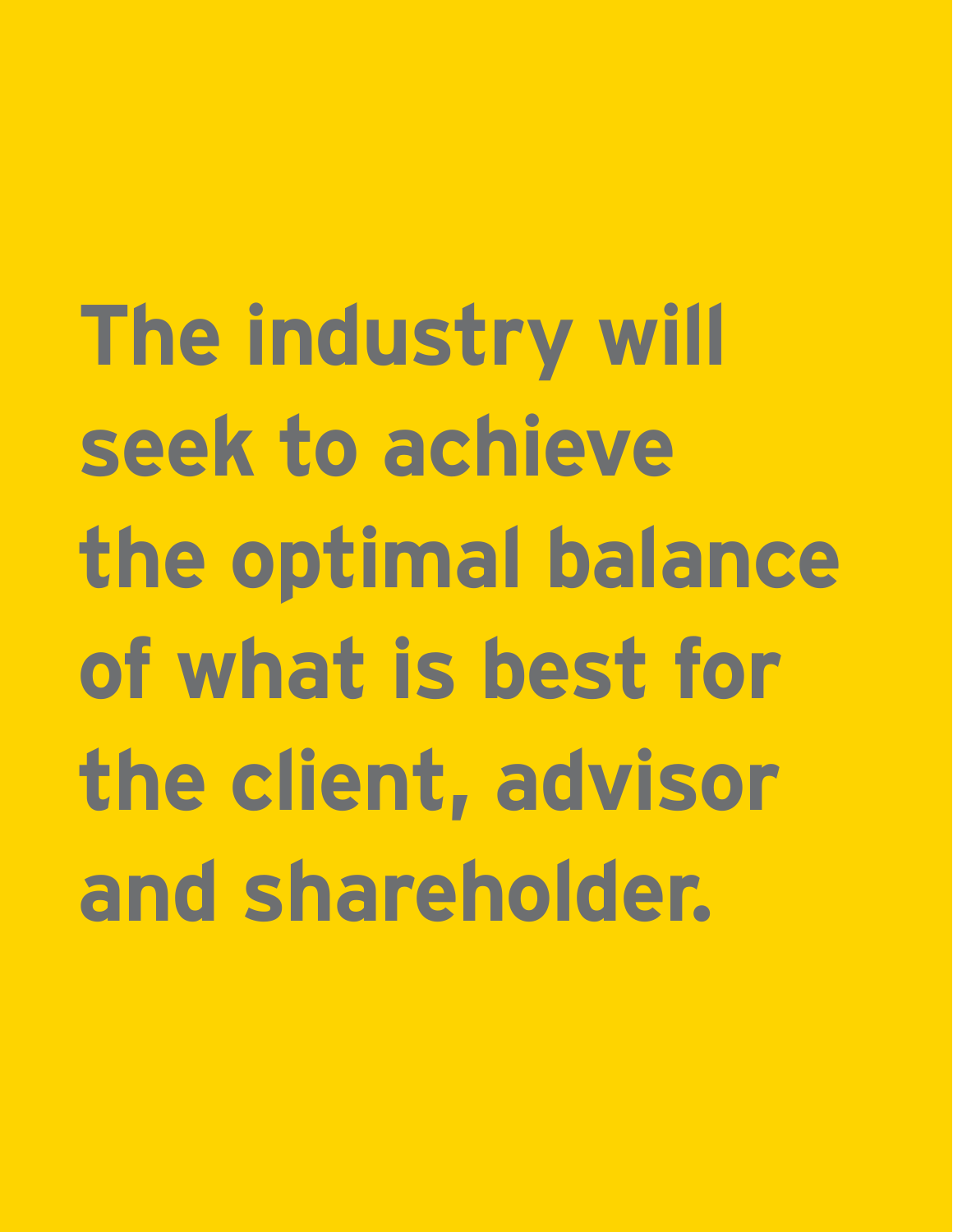**The industry will seek to achieve the optimal balance of what is best for the client, advisor and shareholder.**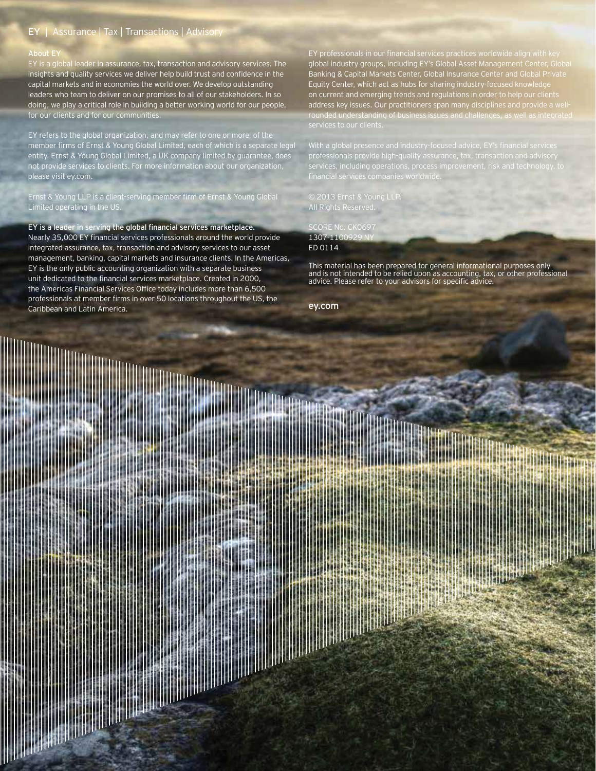**EY** | Assurance | Tax | Transactions | Advisory

**About EY**

EY is a global leader in assurance, tax, transaction and advisory services. The insights and quality services we deliver help build trust and confidence in the capital markets and in economies the world over. We develop outstanding leaders who team to deliver on our promises to all of our stakeholders. In so doing, we play a critical role in building a better working world for our people, for our clients and for our communities.

EY refers to the global organization, and may refer to one or more, of the member firms of Ernst & Young Global Limited, each of which is a separate legal entity. Ernst & Young Global Limited, a UK company limited by guarantee, does not provide services to clients. For more information about our organization, please visit ey.com.

Ernst & Young LLP is a client-serving member firm of Ernst & Young Global Limited operating in the US.

**EY is a leader in serving the global financial services marketplace.**

Nearly 35,000 EY financial services professionals around the world provide integrated assurance, tax, transaction and advisory services to our asset management, banking, capital markets and insurance clients. In the Americas, EY is the only public accounting organization with a separate business unit dedicated to the financial services marketplace. Created in 2000, the Americas Financial Services Office today includes more than 6,500 professionals at member firms in over 50 locations throughout the US, the Caribbean and Latin America.

EY professionals in our financial services practices worldwide align with key global industry groups, including EY's Global Asset Management Center, Global Banking & Capital Markets Center, Global Insurance Center and Global Private Equity Center, which act as hubs for sharing industry-focused knowledge on current and emerging trends and regulations in order to help our clients address key issues. Our practitioners span many disciplines and provide a well-rounded understanding of business issues and challenges, as well as integrated services to our clients.

With a global presence and industry-focused advice, EY's financial services professionals provide high-quality assurance, tax, transaction and advisory services, including operations, process improvement, risk and technology, to financial services companies worldwide.

© 2013 Ernst & Young LLP.
All Rights Reserved.

SCORE No. CK0697
1307-1100929 NY
ED 0114

This material has been prepared for general informational purposes only and is not intended to be relied upon as accounting, tax, or other professional advice. Please refer to your advisors for specific advice.

**ey.com**